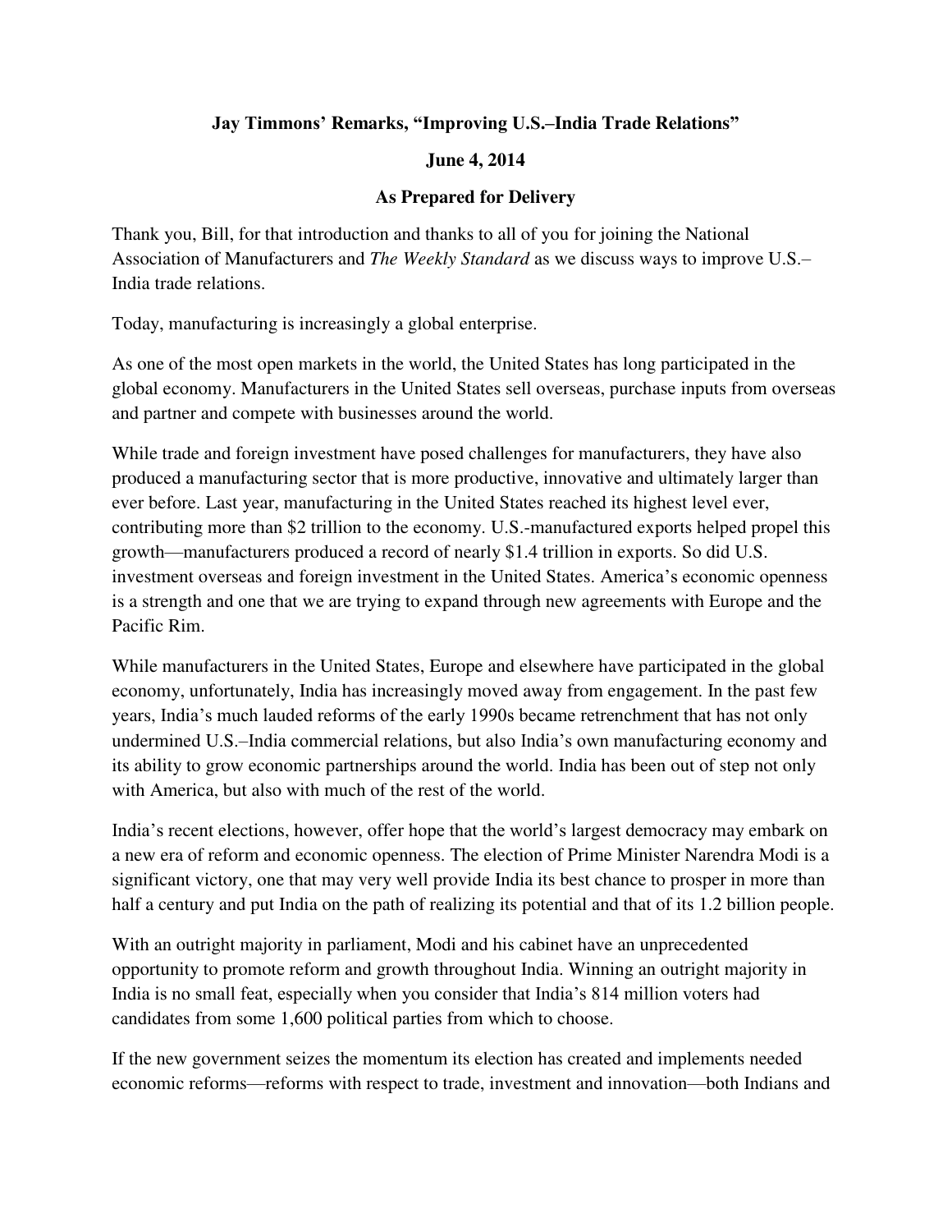**Jay Timmons' Remarks, "Improving U.S.–India Trade Relations"**

**June 4, 2014**

**As Prepared for Delivery**

Thank you, Bill, for that introduction and thanks to all of you for joining the National Association of Manufacturers and *The Weekly Standard* as we discuss ways to improve U.S.–India trade relations.

Today, manufacturing is increasingly a global enterprise.

As one of the most open markets in the world, the United States has long participated in the global economy. Manufacturers in the United States sell overseas, purchase inputs from overseas and partner and compete with businesses around the world.

While trade and foreign investment have posed challenges for manufacturers, they have also produced a manufacturing sector that is more productive, innovative and ultimately larger than ever before. Last year, manufacturing in the United States reached its highest level ever, contributing more than $2 trillion to the economy. U.S.-manufactured exports helped propel this growth—manufacturers produced a record of nearly $1.4 trillion in exports. So did U.S. investment overseas and foreign investment in the United States. America's economic openness is a strength and one that we are trying to expand through new agreements with Europe and the Pacific Rim.

While manufacturers in the United States, Europe and elsewhere have participated in the global economy, unfortunately, India has increasingly moved away from engagement. In the past few years, India's much lauded reforms of the early 1990s became retrenchment that has not only undermined U.S.–India commercial relations, but also India's own manufacturing economy and its ability to grow economic partnerships around the world. India has been out of step not only with America, but also with much of the rest of the world.

India's recent elections, however, offer hope that the world's largest democracy may embark on a new era of reform and economic openness. The election of Prime Minister Narendra Modi is a significant victory, one that may very well provide India its best chance to prosper in more than half a century and put India on the path of realizing its potential and that of its 1.2 billion people.

With an outright majority in parliament, Modi and his cabinet have an unprecedented opportunity to promote reform and growth throughout India. Winning an outright majority in India is no small feat, especially when you consider that India's 814 million voters had candidates from some 1,600 political parties from which to choose.

If the new government seizes the momentum its election has created and implements needed economic reforms—reforms with respect to trade, investment and innovation—both Indians and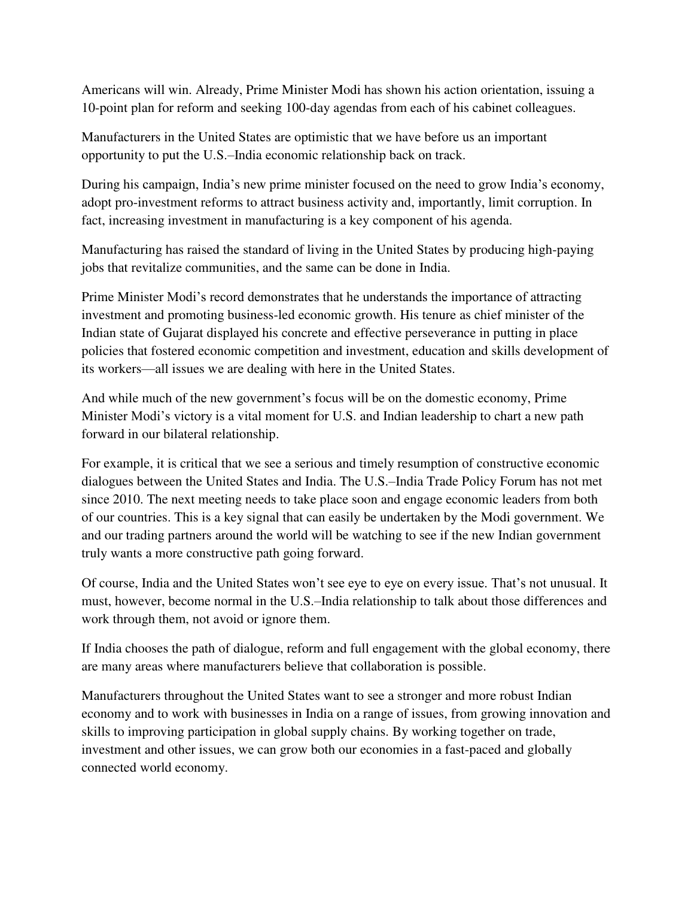Americans will win. Already, Prime Minister Modi has shown his action orientation, issuing a 10-point plan for reform and seeking 100-day agendas from each of his cabinet colleagues.

Manufacturers in the United States are optimistic that we have before us an important opportunity to put the U.S.–India economic relationship back on track.

During his campaign, India's new prime minister focused on the need to grow India's economy, adopt pro-investment reforms to attract business activity and, importantly, limit corruption. In fact, increasing investment in manufacturing is a key component of his agenda.

Manufacturing has raised the standard of living in the United States by producing high-paying jobs that revitalize communities, and the same can be done in India.

Prime Minister Modi's record demonstrates that he understands the importance of attracting investment and promoting business-led economic growth. His tenure as chief minister of the Indian state of Gujarat displayed his concrete and effective perseverance in putting in place policies that fostered economic competition and investment, education and skills development of its workers—all issues we are dealing with here in the United States.

And while much of the new government's focus will be on the domestic economy, Prime Minister Modi's victory is a vital moment for U.S. and Indian leadership to chart a new path forward in our bilateral relationship.

For example, it is critical that we see a serious and timely resumption of constructive economic dialogues between the United States and India. The U.S.–India Trade Policy Forum has not met since 2010. The next meeting needs to take place soon and engage economic leaders from both of our countries. This is a key signal that can easily be undertaken by the Modi government. We and our trading partners around the world will be watching to see if the new Indian government truly wants a more constructive path going forward.

Of course, India and the United States won't see eye to eye on every issue. That's not unusual. It must, however, become normal in the U.S.–India relationship to talk about those differences and work through them, not avoid or ignore them.

If India chooses the path of dialogue, reform and full engagement with the global economy, there are many areas where manufacturers believe that collaboration is possible.

Manufacturers throughout the United States want to see a stronger and more robust Indian economy and to work with businesses in India on a range of issues, from growing innovation and skills to improving participation in global supply chains. By working together on trade, investment and other issues, we can grow both our economies in a fast-paced and globally connected world economy.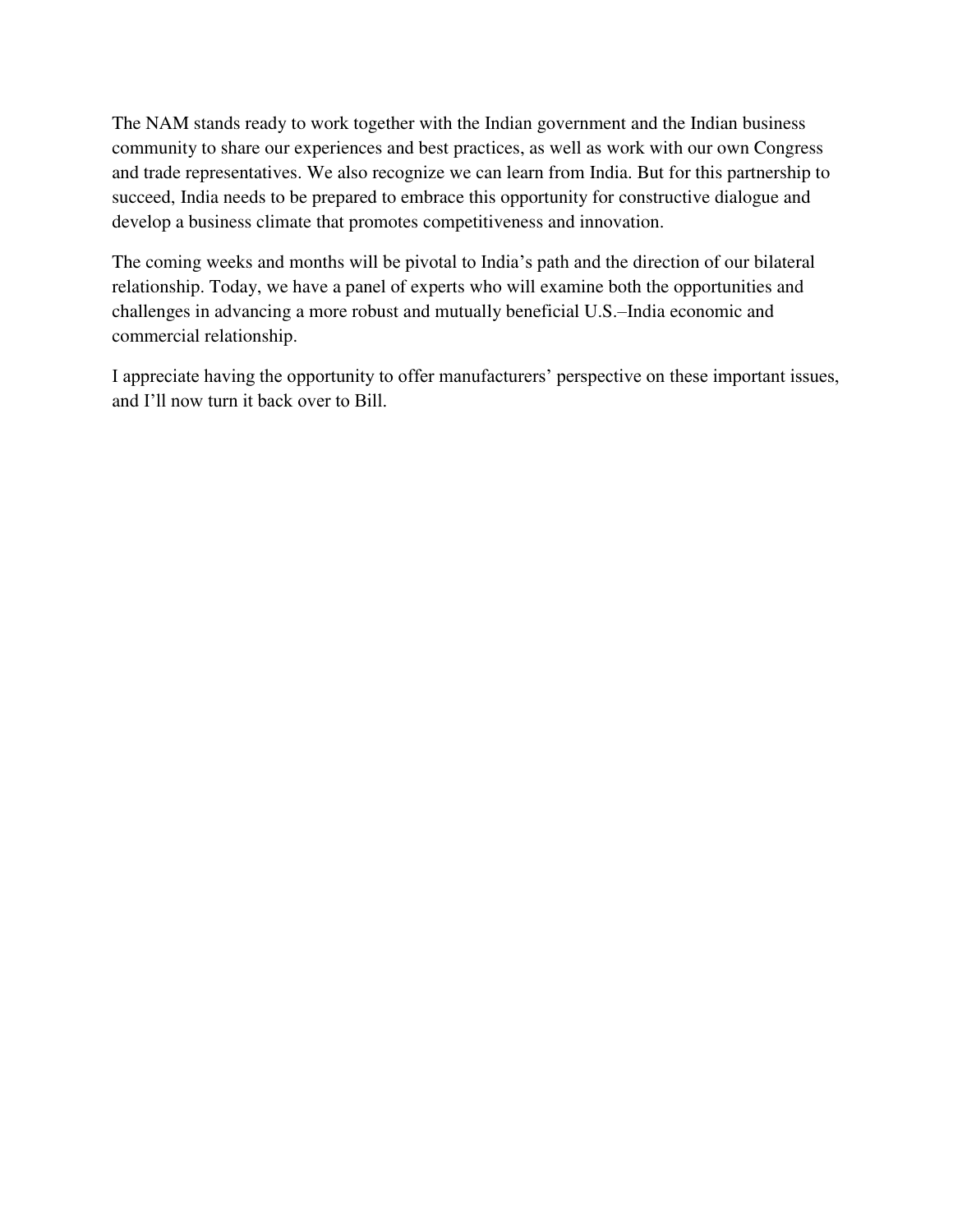The NAM stands ready to work together with the Indian government and the Indian business community to share our experiences and best practices, as well as work with our own Congress and trade representatives. We also recognize we can learn from India. But for this partnership to succeed, India needs to be prepared to embrace this opportunity for constructive dialogue and develop a business climate that promotes competitiveness and innovation.

The coming weeks and months will be pivotal to India's path and the direction of our bilateral relationship. Today, we have a panel of experts who will examine both the opportunities and challenges in advancing a more robust and mutually beneficial U.S.–India economic and commercial relationship.

I appreciate having the opportunity to offer manufacturers' perspective on these important issues, and I'll now turn it back over to Bill.